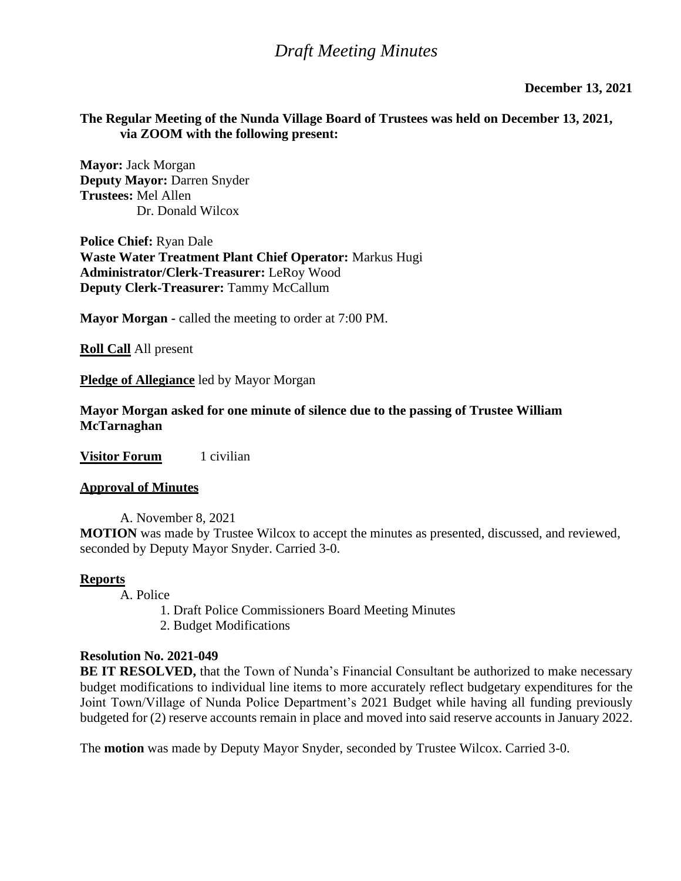# *Draft Meeting Minutes*

**December 13, 2021**

**The Regular Meeting of the Nunda Village Board of Trustees was held on December 13, 2021, via ZOOM with the following present:**

**Mayor:** Jack Morgan
**Deputy Mayor:** Darren Snyder
**Trustees:** Mel Allen
Dr. Donald Wilcox

**Police Chief:** Ryan Dale
**Waste Water Treatment Plant Chief Operator:** Markus Hugi
**Administrator/Clerk-Treasurer:** LeRoy Wood
**Deputy Clerk-Treasurer:** Tammy McCallum

**Mayor Morgan -** called the meeting to order at 7:00 PM.

**Roll Call** All present

**Pledge of Allegiance** led by Mayor Morgan

**Mayor Morgan asked for one minute of silence due to the passing of Trustee William McTarnaghan**

**Visitor Forum** 1 civilian

**Approval of Minutes**

A. November 8, 2021

**MOTION** was made by Trustee Wilcox to accept the minutes as presented, discussed, and reviewed, seconded by Deputy Mayor Snyder. Carried 3-0.

**Reports**

A. Police

1. Draft Police Commissioners Board Meeting Minutes
2. Budget Modifications

**Resolution No. 2021-049**

**BE IT RESOLVED,** that the Town of Nunda's Financial Consultant be authorized to make necessary budget modifications to individual line items to more accurately reflect budgetary expenditures for the Joint Town/Village of Nunda Police Department's 2021 Budget while having all funding previously budgeted for (2) reserve accounts remain in place and moved into said reserve accounts in January 2022.

The **motion** was made by Deputy Mayor Snyder, seconded by Trustee Wilcox. Carried 3-0.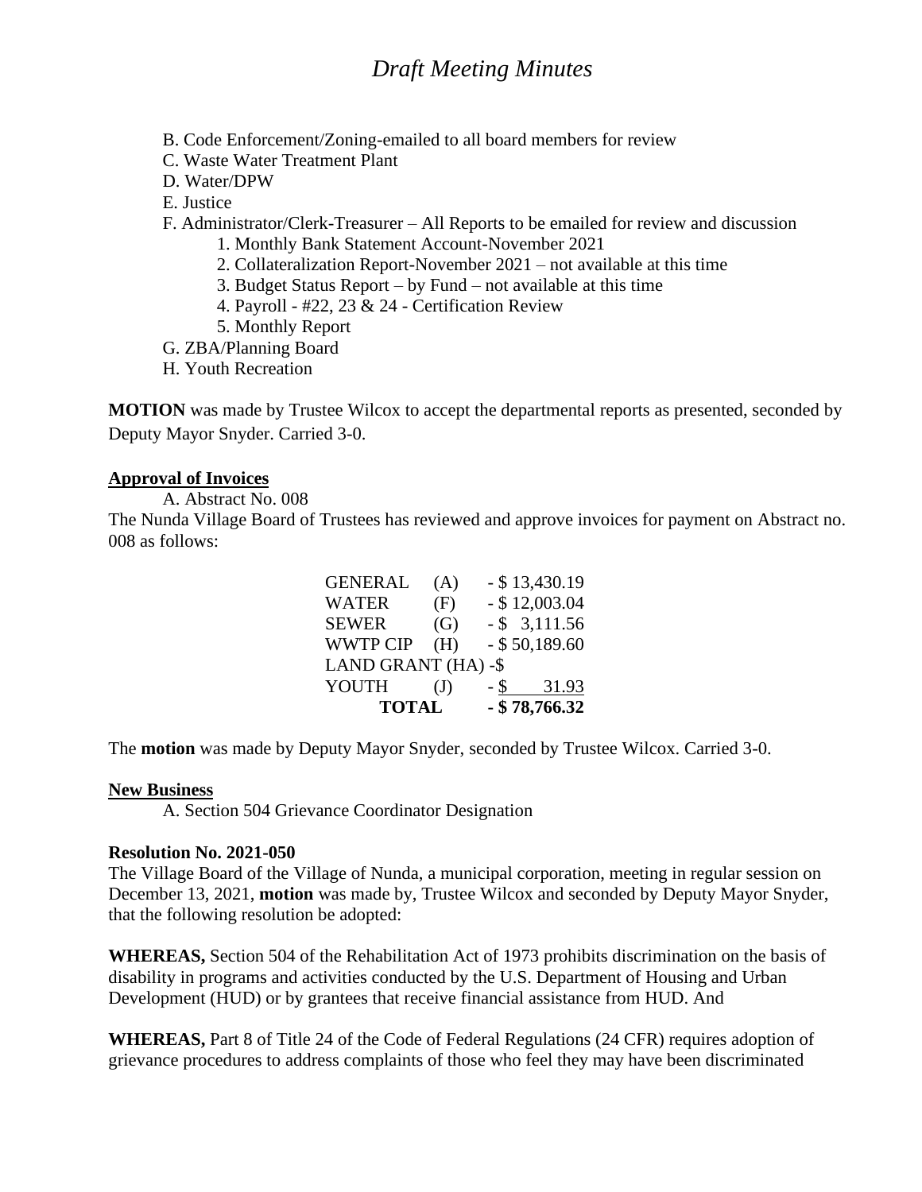# Draft Meeting Minutes

B. Code Enforcement/Zoning-emailed to all board members for review
C. Waste Water Treatment Plant
D. Water/DPW
E. Justice
F. Administrator/Clerk-Treasurer – All Reports to be emailed for review and discussion
   1. Monthly Bank Statement Account-November 2021
   2. Collateralization Report-November 2021 – not available at this time
   3. Budget Status Report – by Fund – not available at this time
   4. Payroll - #22, 23 & 24 - Certification Review
   5. Monthly Report
G. ZBA/Planning Board
H. Youth Recreation

**MOTION** was made by Trustee Wilcox to accept the departmental reports as presented, seconded by Deputy Mayor Snyder. Carried 3-0.

**Approval of Invoices**

A. Abstract No. 008

The Nunda Village Board of Trustees has reviewed and approve invoices for payment on Abstract no. 008 as follows:

| | | |
|---|---|---|
| GENERAL | (A) | - $ 13,430.19 |
| WATER | (F) | - $ 12,003.04 |
| SEWER | (G) | - $ 3,111.56 |
| WWTP CIP | (H) | - $ 50,189.60 |
| LAND GRANT | (HA) | -$ |
| YOUTH | (J) | - $ 31.93 |
| **TOTAL** | | **- $ 78,766.32** |

The **motion** was made by Deputy Mayor Snyder, seconded by Trustee Wilcox. Carried 3-0.

**New Business**

A. Section 504 Grievance Coordinator Designation

**Resolution No. 2021-050**

The Village Board of the Village of Nunda, a municipal corporation, meeting in regular session on December 13, 2021, **motion** was made by, Trustee Wilcox and seconded by Deputy Mayor Snyder, that the following resolution be adopted:

**WHEREAS,** Section 504 of the Rehabilitation Act of 1973 prohibits discrimination on the basis of disability in programs and activities conducted by the U.S. Department of Housing and Urban Development (HUD) or by grantees that receive financial assistance from HUD. And

**WHEREAS,** Part 8 of Title 24 of the Code of Federal Regulations (24 CFR) requires adoption of grievance procedures to address complaints of those who feel they may have been discriminated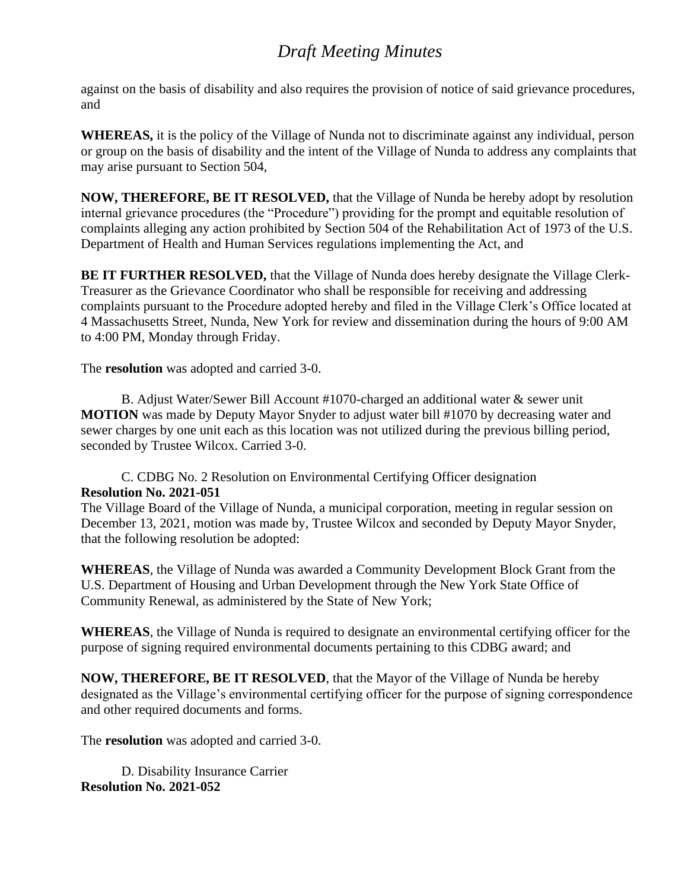against on the basis of disability and also requires the provision of notice of said grievance procedures, and

**WHEREAS,** it is the policy of the Village of Nunda not to discriminate against any individual, person or group on the basis of disability and the intent of the Village of Nunda to address any complaints that may arise pursuant to Section 504,

**NOW, THEREFORE, BE IT RESOLVED,** that the Village of Nunda be hereby adopt by resolution internal grievance procedures (the "Procedure") providing for the prompt and equitable resolution of complaints alleging any action prohibited by Section 504 of the Rehabilitation Act of 1973 of the U.S. Department of Health and Human Services regulations implementing the Act, and

**BE IT FURTHER RESOLVED,** that the Village of Nunda does hereby designate the Village Clerk-Treasurer as the Grievance Coordinator who shall be responsible for receiving and addressing complaints pursuant to the Procedure adopted hereby and filed in the Village Clerk's Office located at 4 Massachusetts Street, Nunda, New York for review and dissemination during the hours of 9:00 AM to 4:00 PM, Monday through Friday.

The **resolution** was adopted and carried 3-0.

B. Adjust Water/Sewer Bill Account #1070-charged an additional water & sewer unit
**MOTION** was made by Deputy Mayor Snyder to adjust water bill #1070 by decreasing water and sewer charges by one unit each as this location was not utilized during the previous billing period, seconded by Trustee Wilcox. Carried 3-0.

C. CDBG No. 2 Resolution on Environmental Certifying Officer designation
**Resolution No. 2021-051**
The Village Board of the Village of Nunda, a municipal corporation, meeting in regular session on December 13, 2021, motion was made by, Trustee Wilcox and seconded by Deputy Mayor Snyder, that the following resolution be adopted:

**WHEREAS**, the Village of Nunda was awarded a Community Development Block Grant from the U.S. Department of Housing and Urban Development through the New York State Office of Community Renewal, as administered by the State of New York;

**WHEREAS**, the Village of Nunda is required to designate an environmental certifying officer for the purpose of signing required environmental documents pertaining to this CDBG award; and

**NOW, THEREFORE, BE IT RESOLVED**, that the Mayor of the Village of Nunda be hereby designated as the Village's environmental certifying officer for the purpose of signing correspondence and other required documents and forms.

The **resolution** was adopted and carried 3-0.

D. Disability Insurance Carrier
**Resolution No. 2021-052**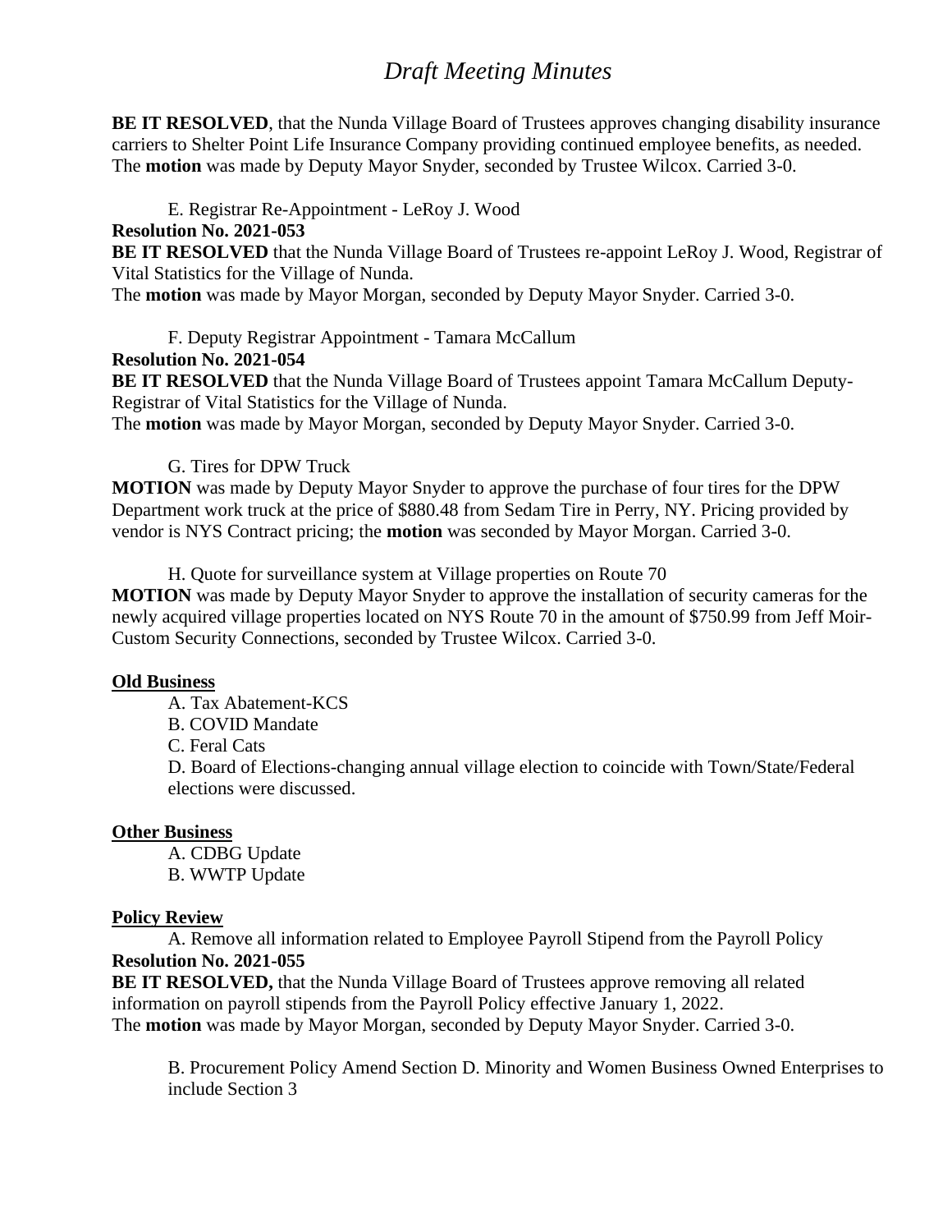**BE IT RESOLVED**, that the Nunda Village Board of Trustees approves changing disability insurance carriers to Shelter Point Life Insurance Company providing continued employee benefits, as needed. The **motion** was made by Deputy Mayor Snyder, seconded by Trustee Wilcox. Carried 3-0.

E. Registrar Re-Appointment - LeRoy J. Wood

**Resolution No. 2021-053**

**BE IT RESOLVED** that the Nunda Village Board of Trustees re-appoint LeRoy J. Wood, Registrar of Vital Statistics for the Village of Nunda.

The **motion** was made by Mayor Morgan, seconded by Deputy Mayor Snyder. Carried 3-0.

F. Deputy Registrar Appointment - Tamara McCallum

**Resolution No. 2021-054**

**BE IT RESOLVED** that the Nunda Village Board of Trustees appoint Tamara McCallum Deputy-Registrar of Vital Statistics for the Village of Nunda.

The **motion** was made by Mayor Morgan, seconded by Deputy Mayor Snyder. Carried 3-0.

G. Tires for DPW Truck

**MOTION** was made by Deputy Mayor Snyder to approve the purchase of four tires for the DPW Department work truck at the price of $880.48 from Sedam Tire in Perry, NY. Pricing provided by vendor is NYS Contract pricing; the **motion** was seconded by Mayor Morgan. Carried 3-0.

H. Quote for surveillance system at Village properties on Route 70

**MOTION** was made by Deputy Mayor Snyder to approve the installation of security cameras for the newly acquired village properties located on NYS Route 70 in the amount of $750.99 from Jeff Moir-Custom Security Connections, seconded by Trustee Wilcox. Carried 3-0.

**Old Business**

A. Tax Abatement-KCS
B. COVID Mandate
C. Feral Cats
D. Board of Elections-changing annual village election to coincide with Town/State/Federal elections were discussed.

**Other Business**

A. CDBG Update
B. WWTP Update

**Policy Review**

A. Remove all information related to Employee Payroll Stipend from the Payroll Policy

**Resolution No. 2021-055**

**BE IT RESOLVED,** that the Nunda Village Board of Trustees approve removing all related information on payroll stipends from the Payroll Policy effective January 1, 2022.

The **motion** was made by Mayor Morgan, seconded by Deputy Mayor Snyder. Carried 3-0.

B. Procurement Policy Amend Section D. Minority and Women Business Owned Enterprises to include Section 3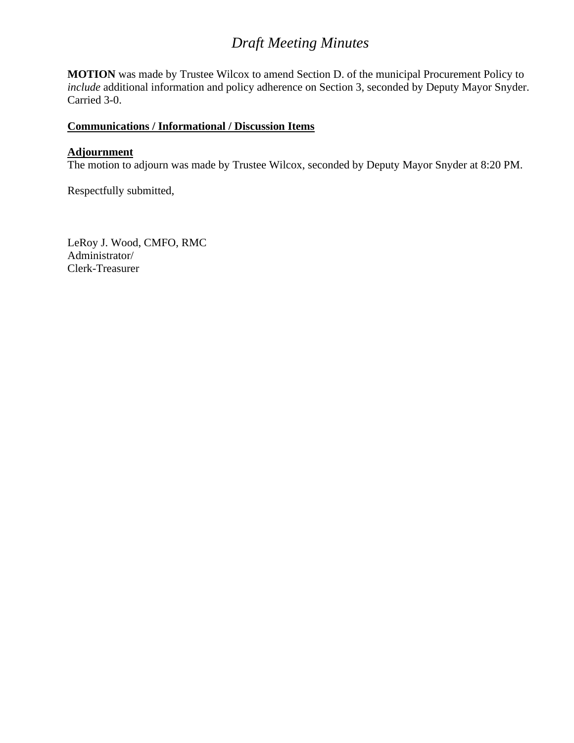*Draft Meeting Minutes*

**MOTION** was made by Trustee Wilcox to amend Section D. of the municipal Procurement Policy to *include* additional information and policy adherence on Section 3, seconded by Deputy Mayor Snyder. Carried 3-0.

**Communications / Informational / Discussion Items**

**Adjournment**

The motion to adjourn was made by Trustee Wilcox, seconded by Deputy Mayor Snyder at 8:20 PM.

Respectfully submitted,

LeRoy J. Wood, CMFO, RMC
Administrator/
Clerk-Treasurer